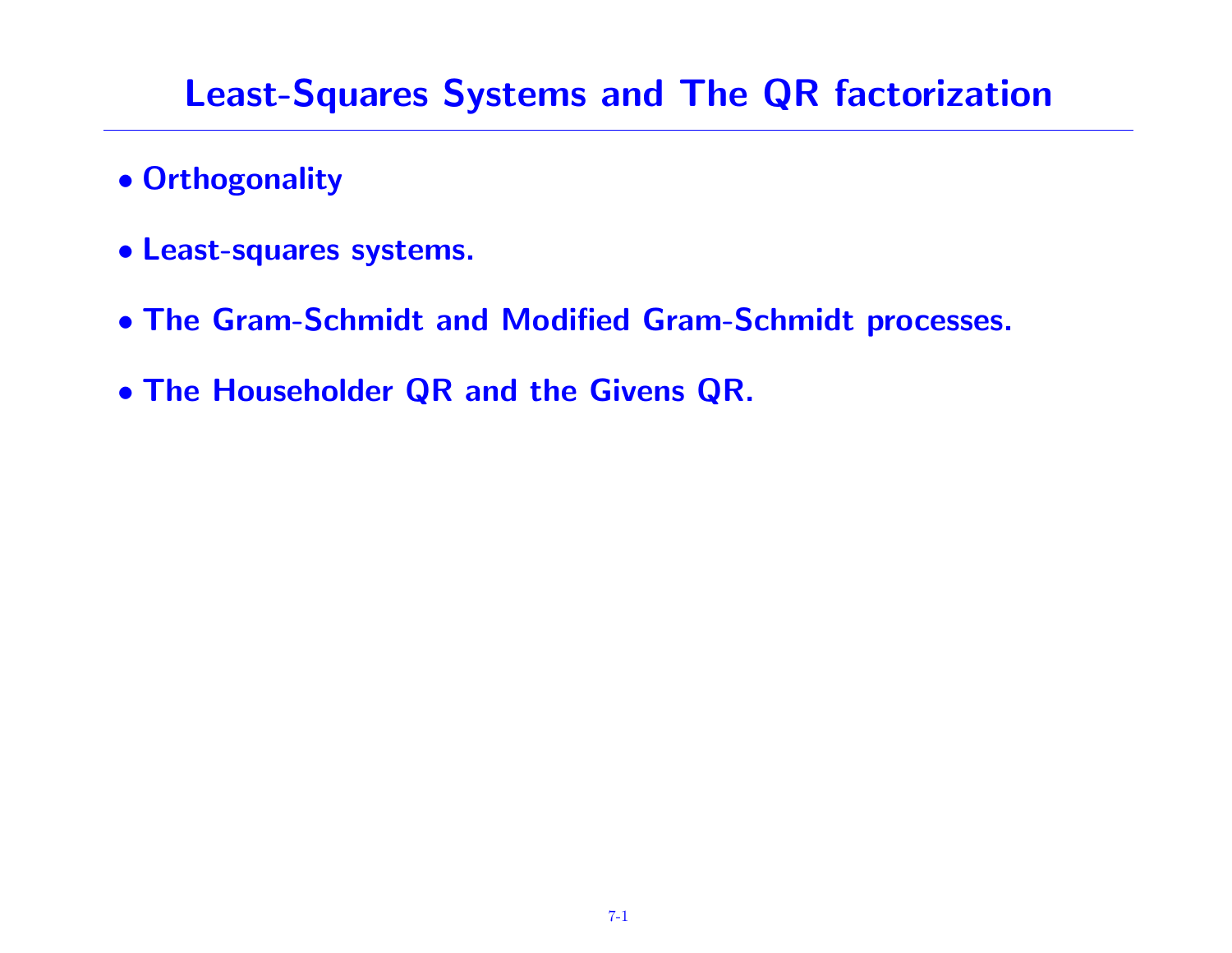# Least-Squares Systems and The QR factorization

- **Orthogonality**
- **Least-squares systems.**
- **The Gram-Schmidt and Modified Gram-Schmidt processes.**
- **The Householder QR and the Givens QR.**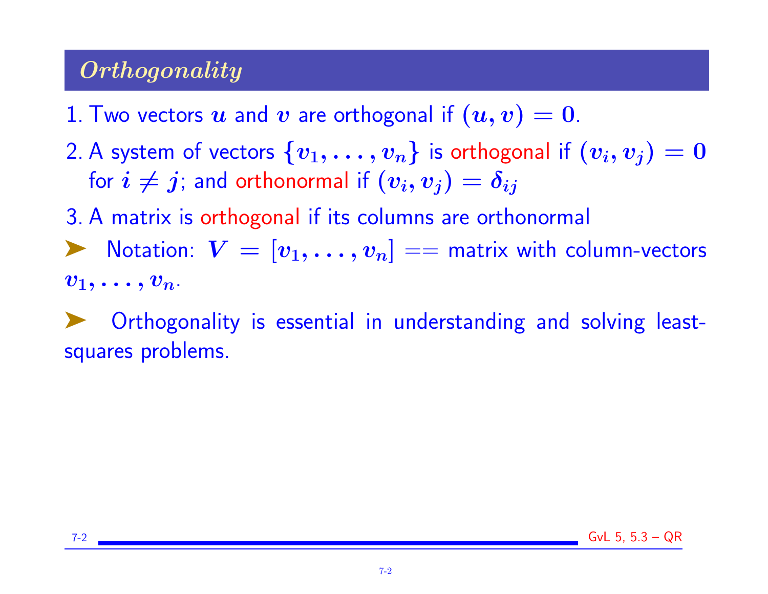## *Orthogonality*

1. Two vectors $u$ and $v$ are orthogonal if $(u, v) = 0$.
2. A system of vectors $\{v_1, \ldots, v_n\}$ is orthogonal if $(v_i, v_j) = 0$ for $i \neq j$; and orthonormal if $(v_i, v_j) = \delta_{ij}$
3. A matrix is orthogonal if its columns are orthonormal

➤ Notation: $V = [v_1, \ldots, v_n]$ == matrix with column-vectors $v_1, \ldots, v_n$.

➤ Orthogonality is essential in understanding and solving least-squares problems.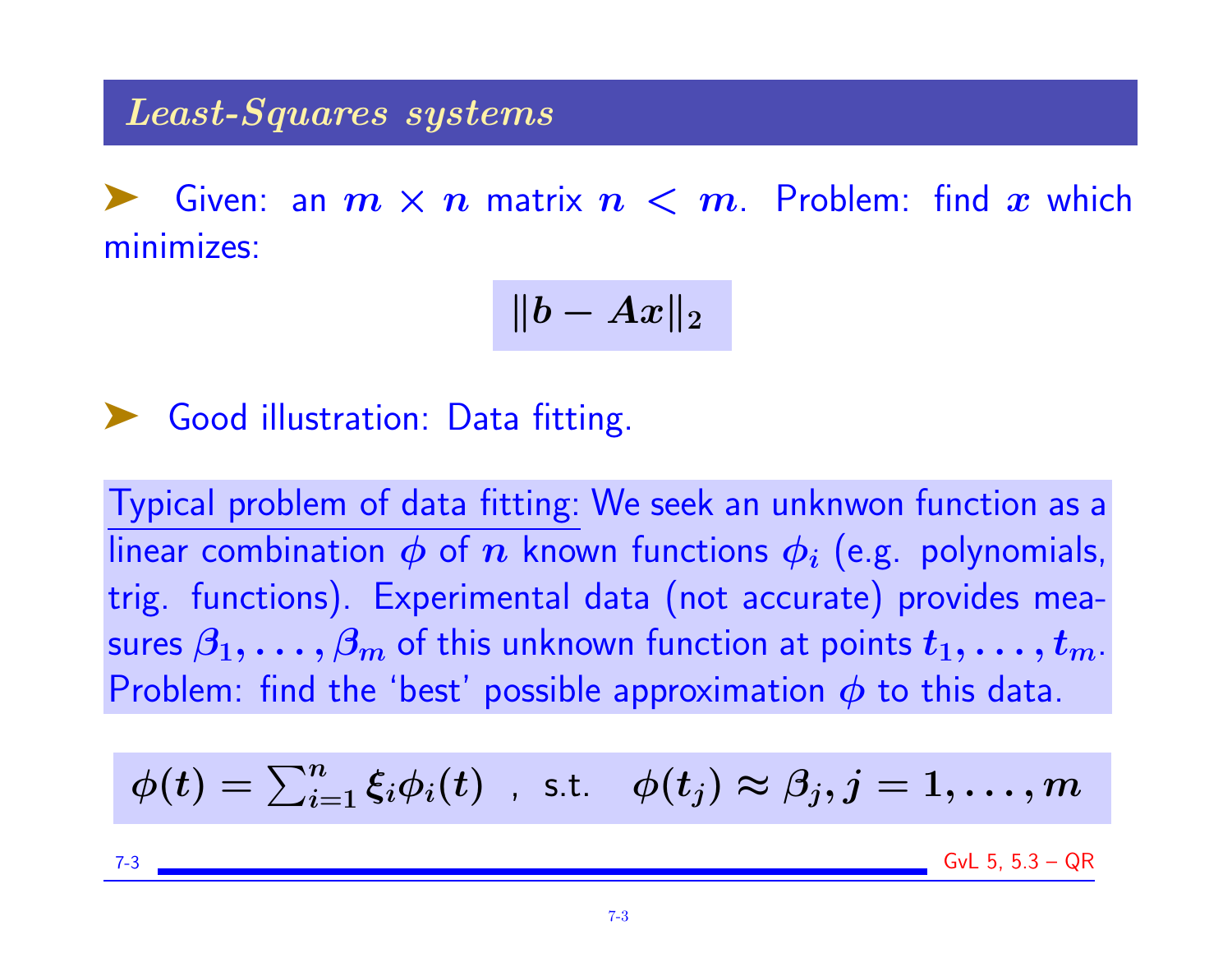## *Least-Squares systems*

➤ Given: an $m \times n$ matrix $n < m$. Problem: find $x$ which minimizes:

$$\|b - Ax\|_2$$

➤ Good illustration: Data fitting.

Typical problem of data fitting: We seek an unknwon function as a linear combination $\phi$ of $n$ known functions $\phi_i$ (e.g. polynomials, trig. functions). Experimental data (not accurate) provides measures $\beta_1, \ldots, \beta_m$ of this unknown function at points $t_1, \ldots, t_m$. Problem: find the 'best' possible approximation $\phi$ to this data.

$$\phi(t) = \sum_{i=1}^{n} \xi_i \phi_i(t) \quad , \text{ s.t. } \quad \phi(t_j) \approx \beta_j, j = 1, \ldots, m$$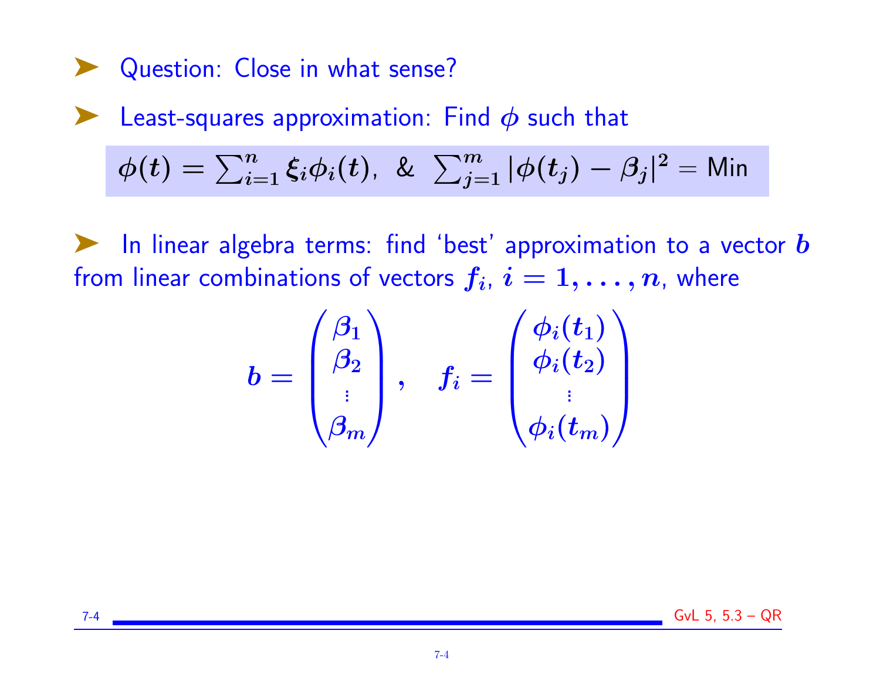- Question: Close in what sense?

- Least-squares approximation: Find $\phi$ such that

$$\phi(t) = \sum_{i=1}^{n} \xi_i \phi_i(t), \;\; \& \;\; \sum_{j=1}^{m} |\phi(t_j) - \beta_j|^2 = \text{Min}$$

- In linear algebra terms: find 'best' approximation to a vector $b$ from linear combinations of vectors $f_i$, $i = 1, \ldots, n$, where

$$b = \begin{pmatrix} \beta_1 \\ \beta_2 \\ \vdots \\ \beta_m \end{pmatrix}, \quad f_i = \begin{pmatrix} \phi_i(t_1) \\ \phi_i(t_2) \\ \vdots \\ \phi_i(t_m) \end{pmatrix}$$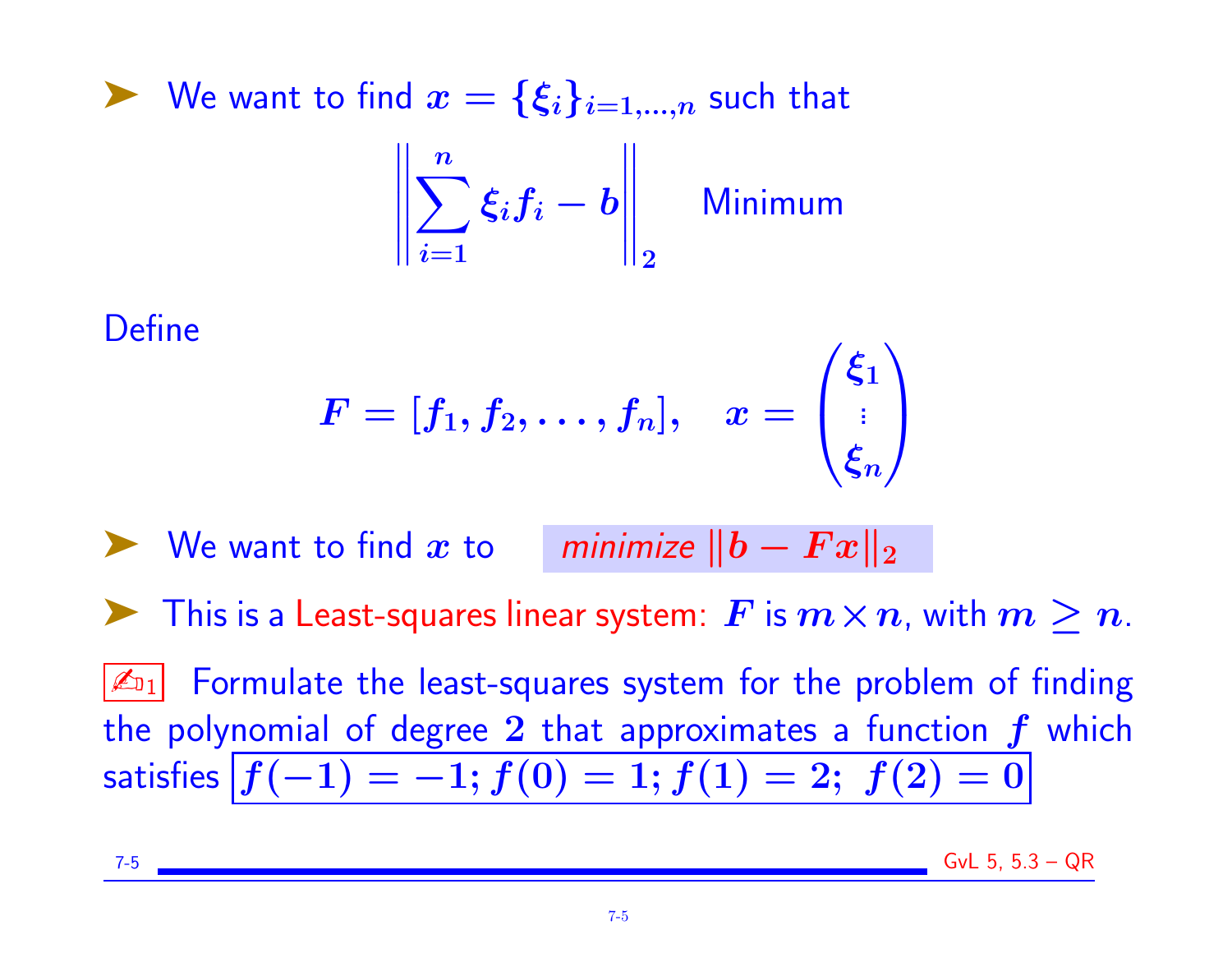- We want to find $x = \{\xi_i\}_{i=1,\ldots,n}$ such that

$$\left\| \sum_{i=1}^{n} \xi_i f_i - b \right\|_2 \quad \text{Minimum}$$

Define

$$F = [f_1, f_2, \ldots, f_n], \quad x = \begin{pmatrix} \xi_1 \\ \vdots \\ \xi_n \end{pmatrix}$$

- We want to find $x$ to *minimize* $\|b - Fx\|_2$

- This is a Least-squares linear system: $F$ is $m \times n$, with $m \geq n$.

✍1 Formulate the least-squares system for the problem of finding the polynomial of degree $2$ that approximates a function $f$ which satisfies $f(-1) = -1; f(0) = 1; f(1) = 2; \; f(2) = 0$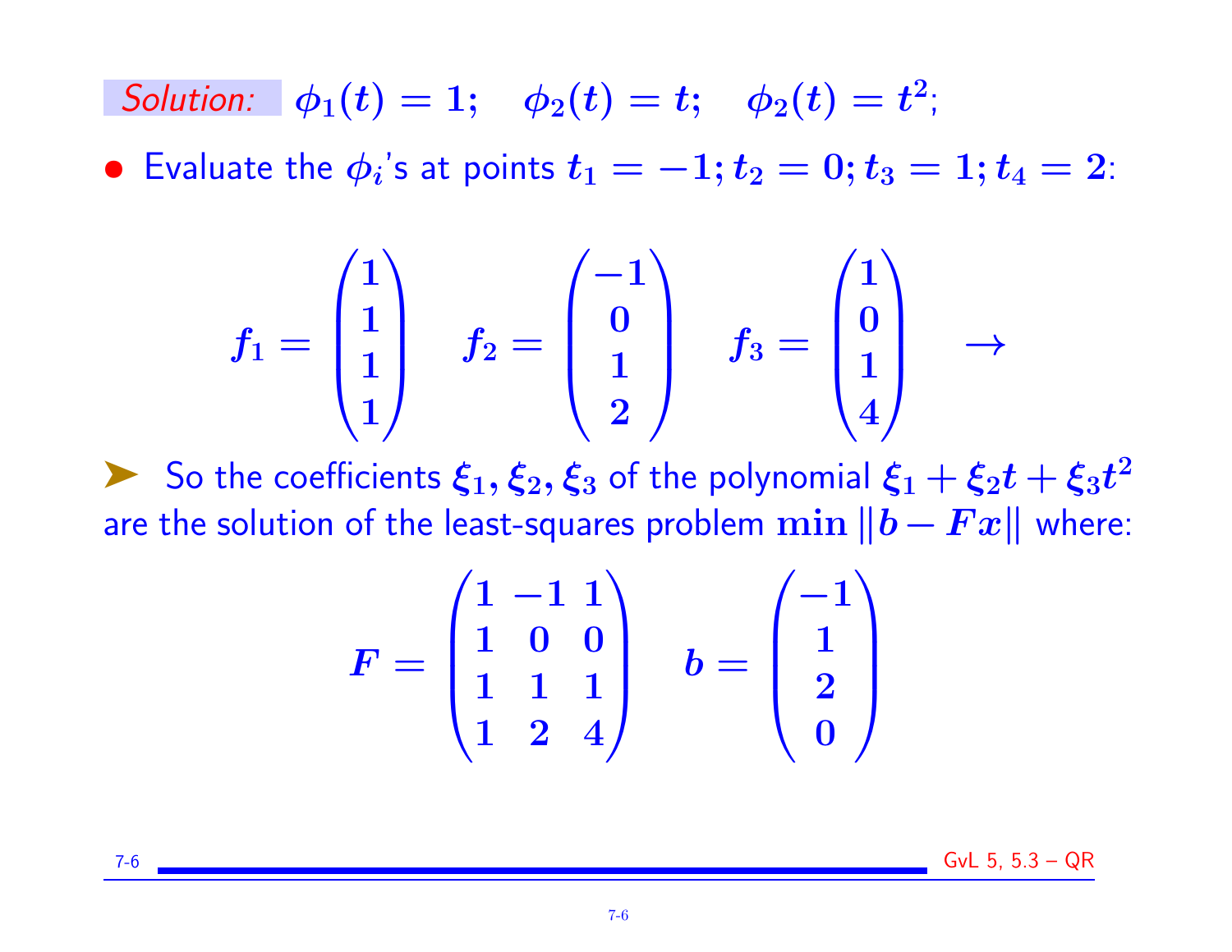*Solution:* $\phi_1(t) = 1; \quad \phi_2(t) = t; \quad \phi_2(t) = t^2$;

- Evaluate the $\phi_i$'s at points $t_1 = -1; t_2 = 0; t_3 = 1; t_4 = 2$:

$$f_1 = \begin{pmatrix} 1 \\ 1 \\ 1 \\ 1 \end{pmatrix} \quad f_2 = \begin{pmatrix} -1 \\ 0 \\ 1 \\ 2 \end{pmatrix} \quad f_3 = \begin{pmatrix} 1 \\ 0 \\ 1 \\ 4 \end{pmatrix} \quad \rightarrow$$

➤ So the coefficients $\xi_1, \xi_2, \xi_3$ of the polynomial $\xi_1 + \xi_2 t + \xi_3 t^2$ are the solution of the least-squares problem $\min \|b - Fx\|$ where:

$$F = \begin{pmatrix} 1 & -1 & 1 \\ 1 & 0 & 0 \\ 1 & 1 & 1 \\ 1 & 2 & 4 \end{pmatrix} \quad b = \begin{pmatrix} -1 \\ 1 \\ 2 \\ 0 \end{pmatrix}$$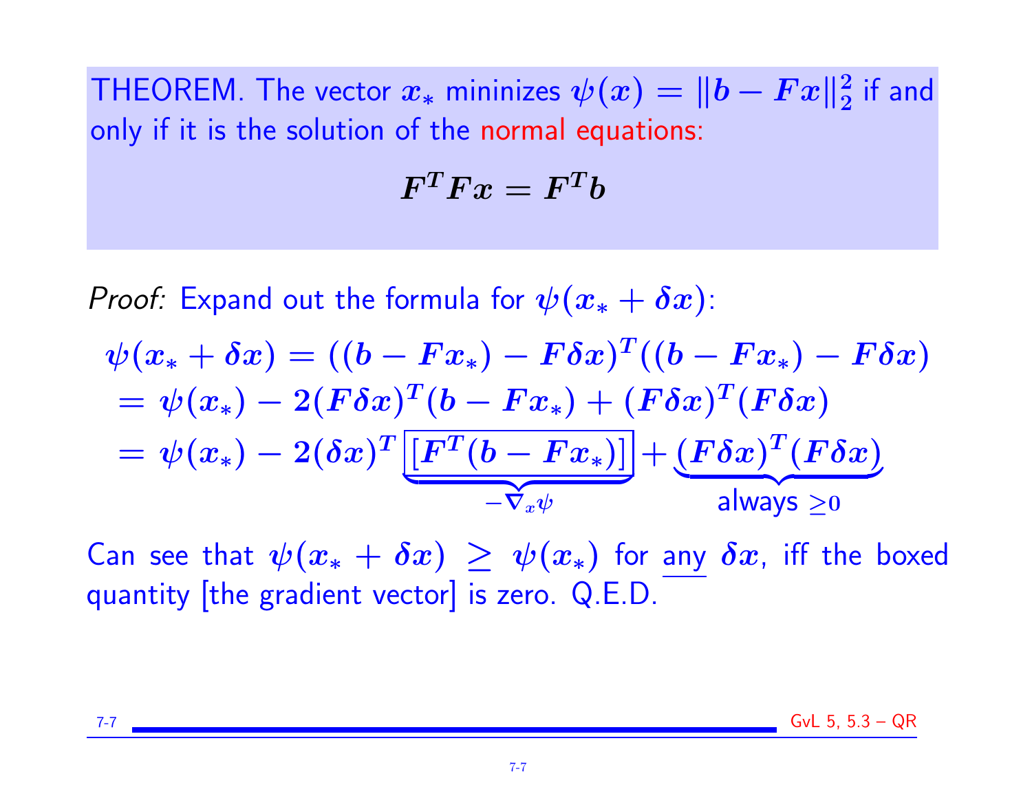THEOREM. The vector $x_*$ mininizes $\psi(x) = \|b - Fx\|_2^2$ if and only if it is the solution of the normal equations:

$$F^T F x = F^T b$$

*Proof:* Expand out the formula for $\psi(x_* + \delta x)$:

$$\psi(x_* + \delta x) = ((b - Fx_*) - F\delta x)^T((b - Fx_*) - F\delta x)$$

$$= \psi(x_*) - 2(F\delta x)^T(b - Fx_*) + (F\delta x)^T(F\delta x)$$

$$= \psi(x_*) - 2(\delta x)^T \underbrace{\boxed{[F^T(b - Fx_*)]}}_{-\nabla_x \psi} + \underbrace{(F\delta x)^T(F\delta x)}_{\text{always } \geq 0}$$

Can see that $\psi(x_* + \delta x) \geq \psi(x_*)$ for any $\delta x$, iff the boxed quantity [the gradient vector] is zero. Q.E.D.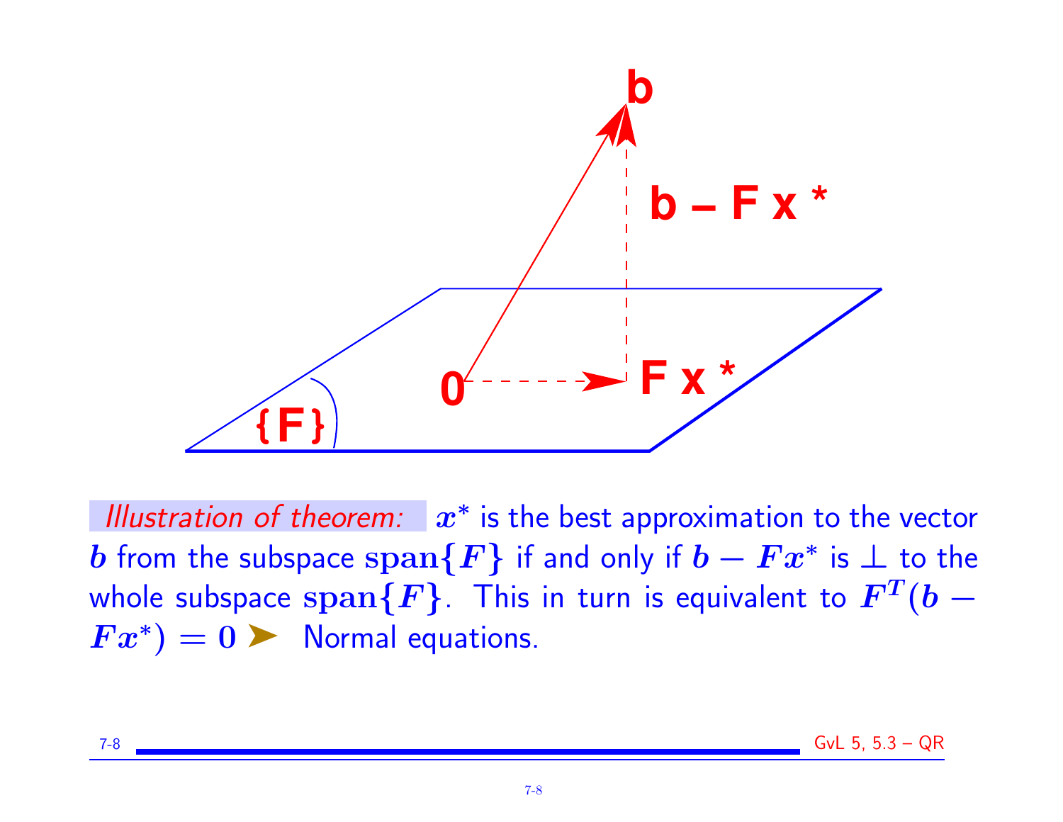*Illustration of theorem:* $x^*$ is the best approximation to the vector $b$ from the subspace $\mathrm{span}\{F\}$ if and only if $b - Fx^*$ is $\perp$ to the whole subspace $\mathrm{span}\{F\}$. This in turn is equivalent to $F^T(b - Fx^*) = 0$ ➤ Normal equations.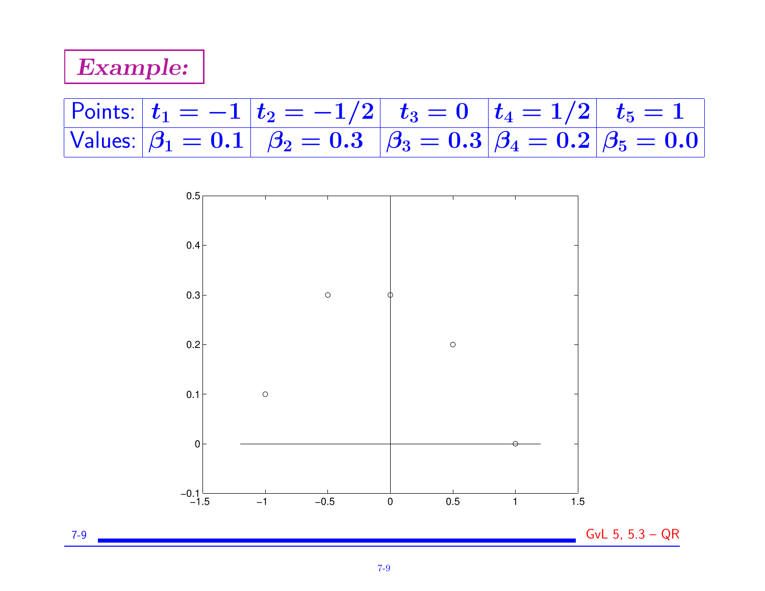## *Example:*

| Points: | $t_1 = -1$ | $t_2 = -1/2$ | $t_3 = 0$ | $t_4 = 1/2$ | $t_5 = 1$ |
|---|---|---|---|---|---|
| Values: | $\beta_1 = 0.1$ | $\beta_2 = 0.3$ | $\beta_3 = 0.3$ | $\beta_4 = 0.2$ | $\beta_5 = 0.0$ |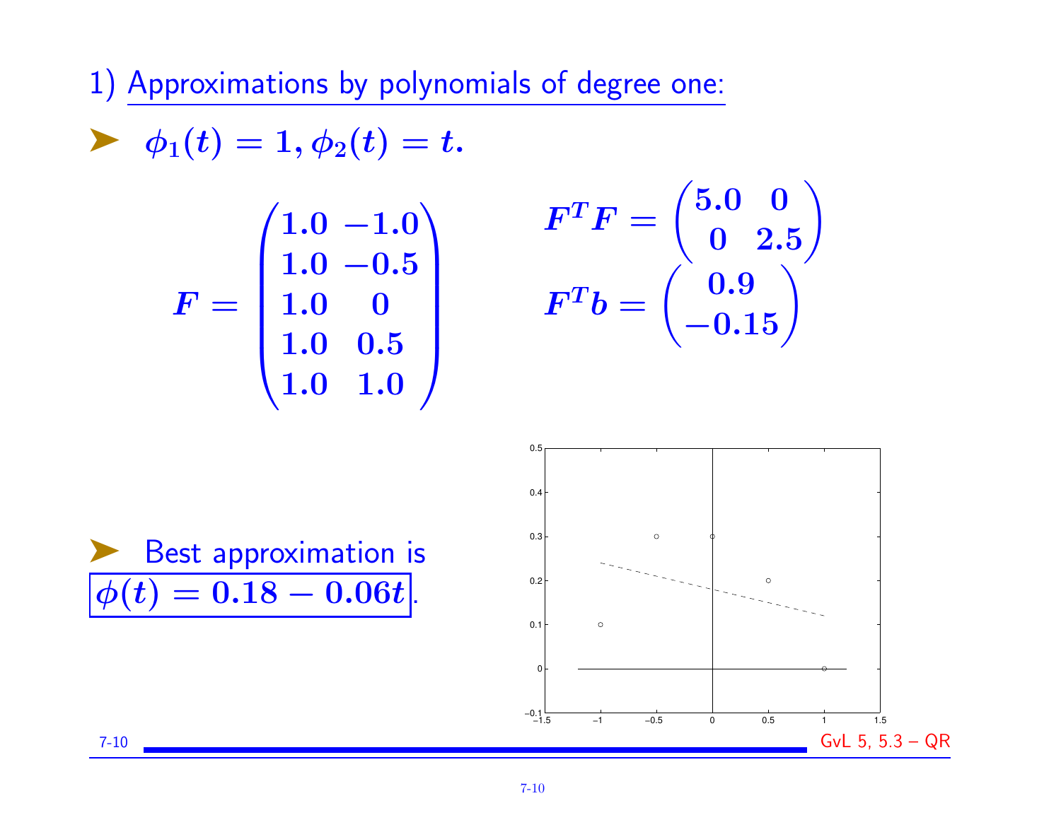1) Approximations by polynomials of degree one:

- $\phi_1(t) = 1, \phi_2(t) = t.$

$$F = \begin{pmatrix} 1.0 & -1.0 \\ 1.0 & -0.5 \\ 1.0 & 0 \\ 1.0 & 0.5 \\ 1.0 & 1.0 \end{pmatrix} \qquad F^T F = \begin{pmatrix} 5.0 & 0 \\ 0 & 2.5 \end{pmatrix} \qquad F^T b = \begin{pmatrix} 0.9 \\ -0.15 \end{pmatrix}$$

- Best approximation is $\boxed{\phi(t) = 0.18 - 0.06t}$.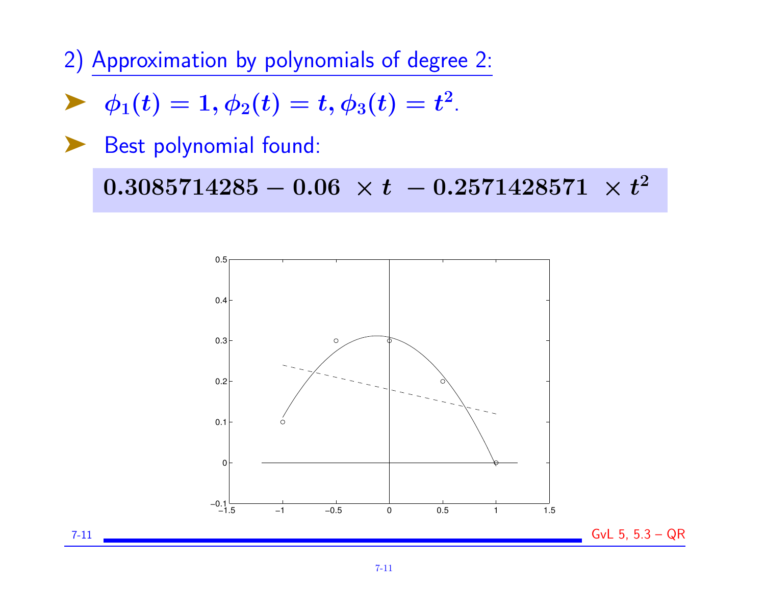## 2) Approximation by polynomials of degree 2:

- $\phi_1(t) = 1, \phi_2(t) = t, \phi_3(t) = t^2$.
- Best polynomial found:

$$0.3085714285 - 0.06 \times t - 0.2571428571 \times t^2$$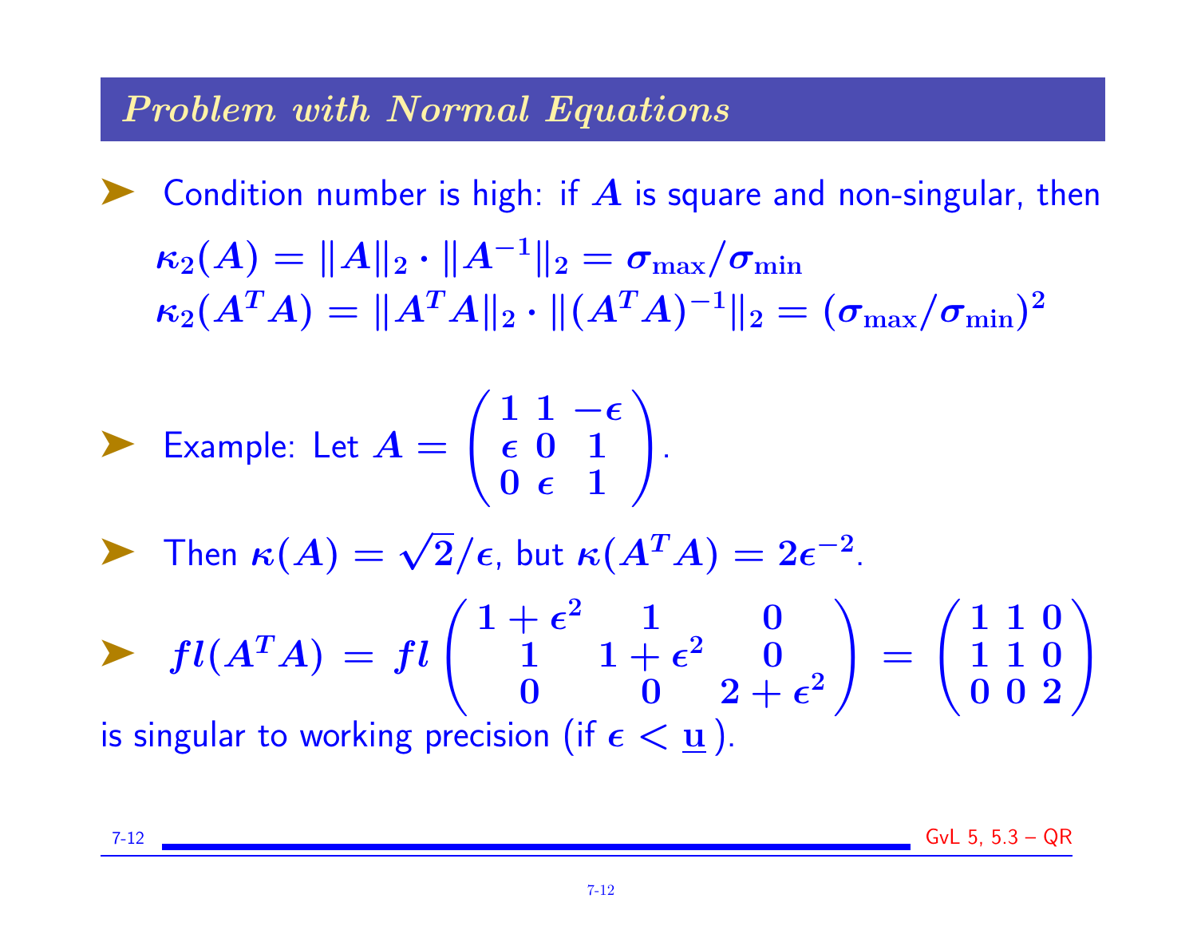## *Problem with Normal Equations*

- Condition number is high: if $A$ is square and non-singular, then

$$\kappa_2(A) = \|A\|_2 \cdot \|A^{-1}\|_2 = \sigma_{\max}/\sigma_{\min}$$
$$\kappa_2(A^TA) = \|A^TA\|_2 \cdot \|(A^TA)^{-1}\|_2 = (\sigma_{\max}/\sigma_{\min})^2$$

- Example: Let $A = \begin{pmatrix} 1 & 1 & -\epsilon \\ \epsilon & 0 & 1 \\ 0 & \epsilon & 1 \end{pmatrix}$.

- Then $\kappa(A) = \sqrt{2}/\epsilon$, but $\kappa(A^TA) = 2\epsilon^{-2}$.

- $$fl(A^TA) = fl \begin{pmatrix} 1+\epsilon^2 & 1 & 0 \\ 1 & 1+\epsilon^2 & 0 \\ 0 & 0 & 2+\epsilon^2 \end{pmatrix} = \begin{pmatrix} 1 & 1 & 0 \\ 1 & 1 & 0 \\ 0 & 0 & 2 \end{pmatrix}$$

is singular to working precision (if $\epsilon < \underline{\mathbf{u}}$).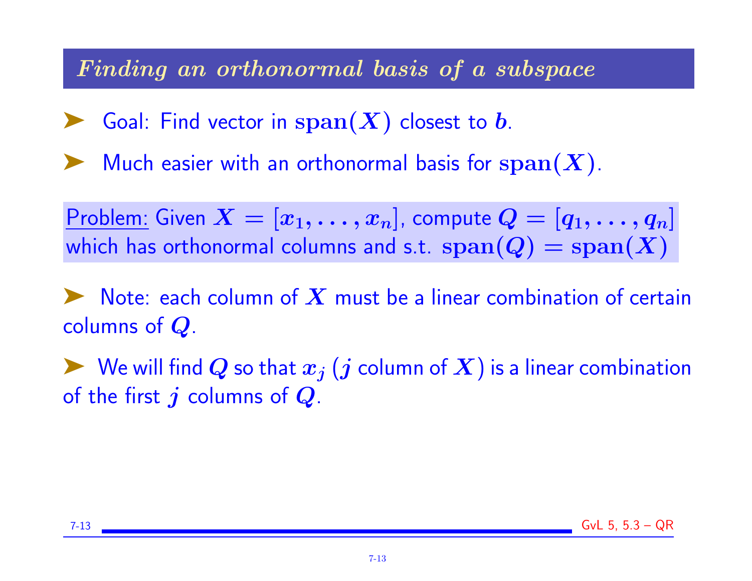## *Finding an orthonormal basis of a subspace*

- Goal: Find vector in $\mathbf{span}(X)$ closest to $b$.
- Much easier with an orthonormal basis for $\mathbf{span}(X)$.

<u>Problem:</u> Given $X = [x_1, \ldots, x_n]$, compute $Q = [q_1, \ldots, q_n]$ which has orthonormal columns and s.t. $\mathbf{span}(Q) = \mathbf{span}(X)$

- Note: each column of $X$ must be a linear combination of certain columns of $Q$.
- We will find $Q$ so that $x_j$ ($j$ column of $X$) is a linear combination of the first $j$ columns of $Q$.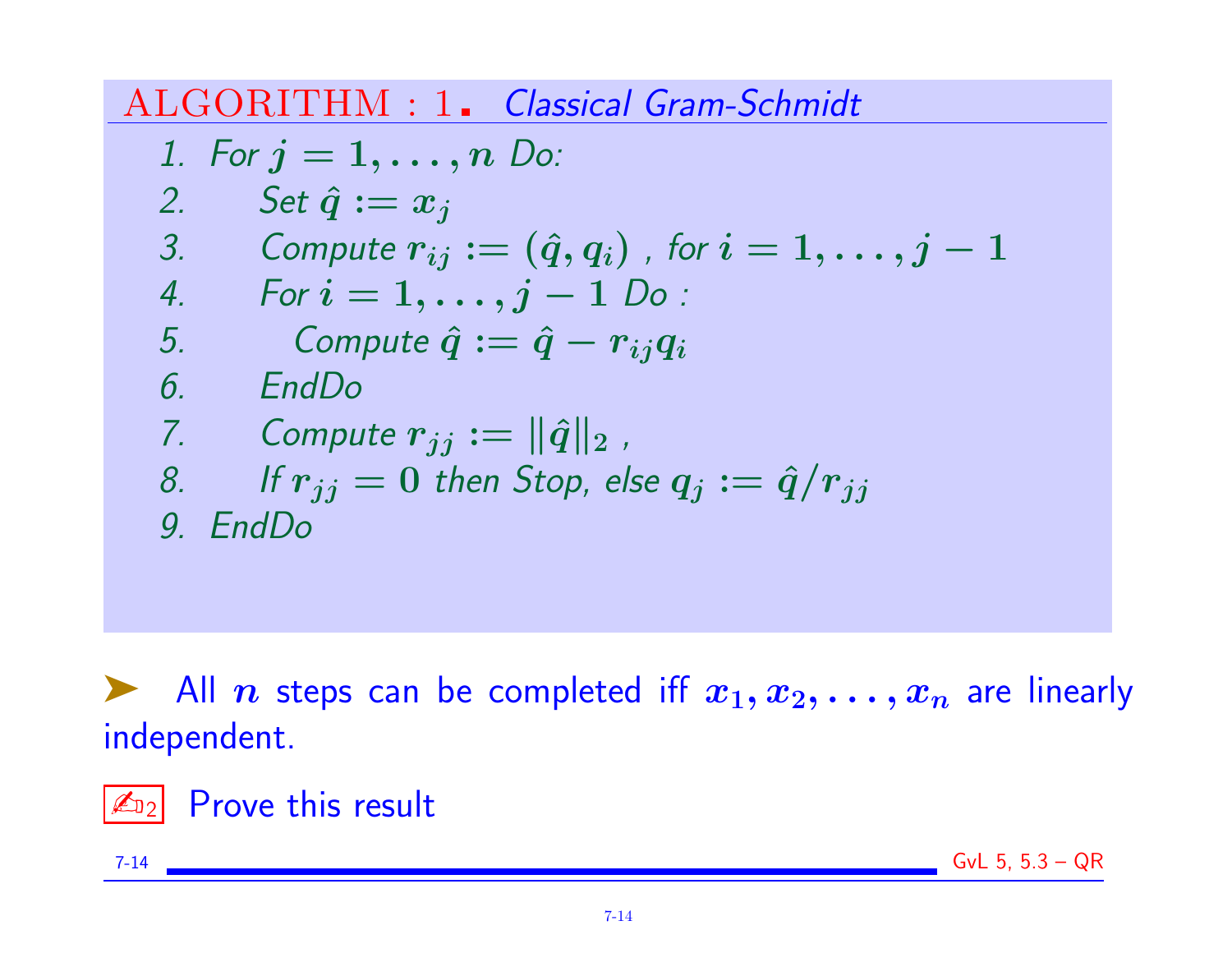ALGORITHM : 1. *Classical Gram-Schmidt*

1. *For* $j = 1, \ldots, n$ *Do:*
2. *Set* $\hat{q} := x_j$
3. *Compute* $r_{ij} := (\hat{q}, q_i)$ *, for* $i = 1, \ldots, j-1$
4. *For* $i = 1, \ldots, j-1$ *Do :*
5. *Compute* $\hat{q} := \hat{q} - r_{ij} q_i$
6. *EndDo*
7. *Compute* $r_{jj} := \|\hat{q}\|_2$ *,*
8. *If* $r_{jj} = 0$ *then Stop, else* $q_j := \hat{q}/r_{jj}$
9. *EndDo*

➤ All $n$ steps can be completed iff $x_1, x_2, \ldots, x_n$ are linearly independent.

✍2 Prove this result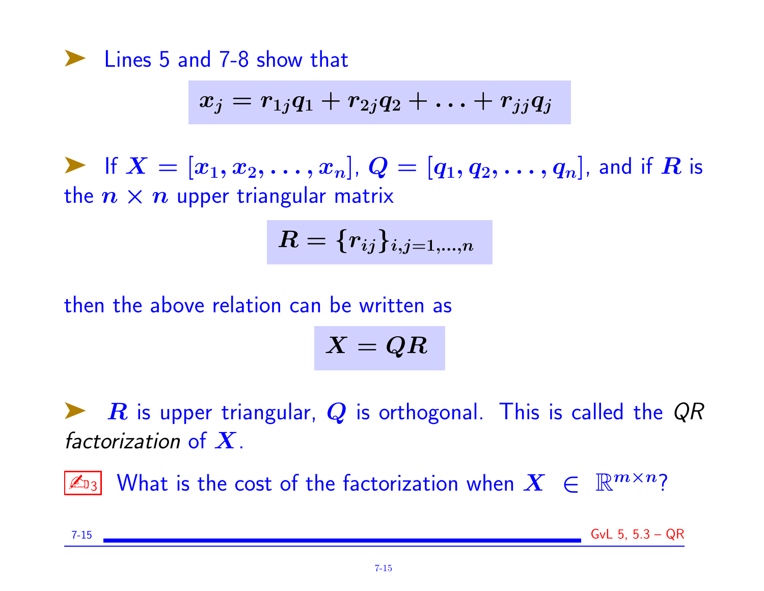- Lines 5 and 7-8 show that

$$x_j = r_{1j}q_1 + r_{2j}q_2 + \ldots + r_{jj}q_j$$

- If $X = [x_1, x_2, \ldots, x_n]$, $Q = [q_1, q_2, \ldots, q_n]$, and if $R$ is the $n \times n$ upper triangular matrix

$$R = \{r_{ij}\}_{i,j=1,\ldots,n}$$

then the above relation can be written as

$$X = QR$$

- $R$ is upper triangular, $Q$ is orthogonal. This is called the *QR factorization* of $X$.

✍3 What is the cost of the factorization when $X \in \mathbb{R}^{m \times n}$?

GvL 5, 5.3 – QR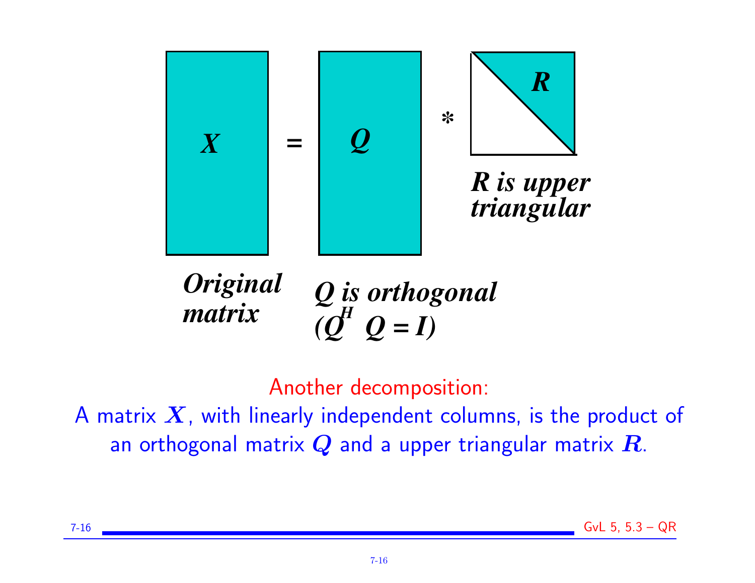$X = Q * R$

*Original matrix*

*Q is orthogonal ($Q^H Q = I$)*

*R is upper triangular*

Another decomposition:

A matrix $X$, with linearly independent columns, is the product of an orthogonal matrix $Q$ and a upper triangular matrix $R$.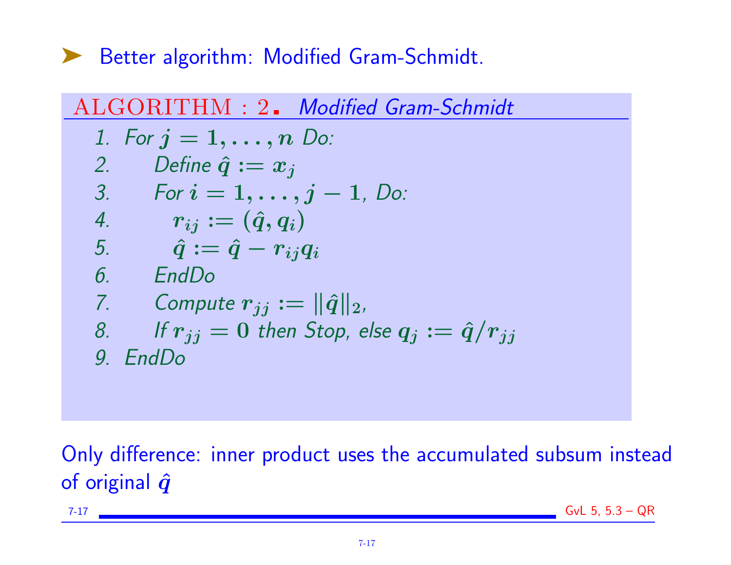➤ Better algorithm: Modified Gram-Schmidt.

**ALGORITHM : 2.** *Modified Gram-Schmidt*

1. For $j = 1, \ldots, n$ Do:
2. Define $\hat{q} := x_j$
3. For $i = 1, \ldots, j-1$, Do:
4. $r_{ij} := (\hat{q}, q_i)$
5. $\hat{q} := \hat{q} - r_{ij} q_i$
6. EndDo
7. Compute $r_{jj} := \|\hat{q}\|_2$,
8. If $r_{jj} = 0$ then Stop, else $q_j := \hat{q}/r_{jj}$
9. EndDo

Only difference: inner product uses the accumulated subsum instead of original $\hat{q}$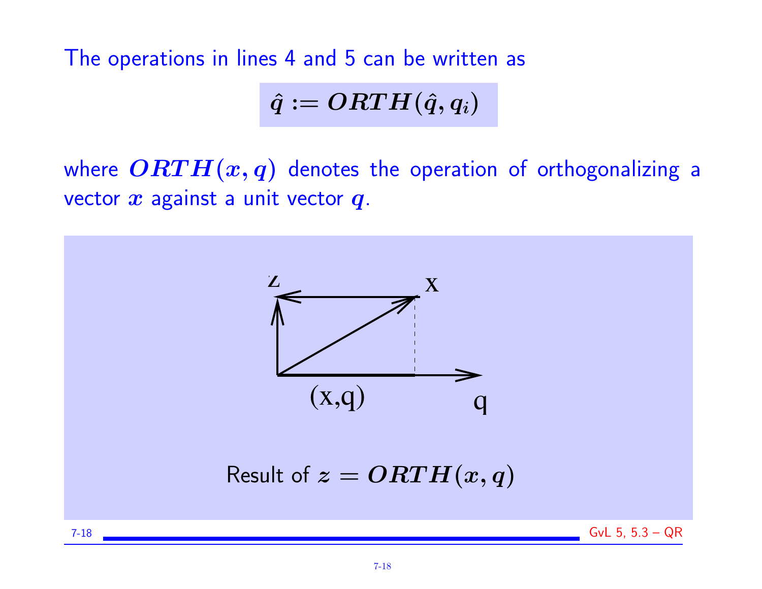The operations in lines 4 and 5 can be written as

$$\hat{q} := ORTH(\hat{q}, q_i)$$

where $ORTH(x, q)$ denotes the operation of orthogonalizing a vector $x$ against a unit vector $q$.

Result of $z = ORTH(x, q)$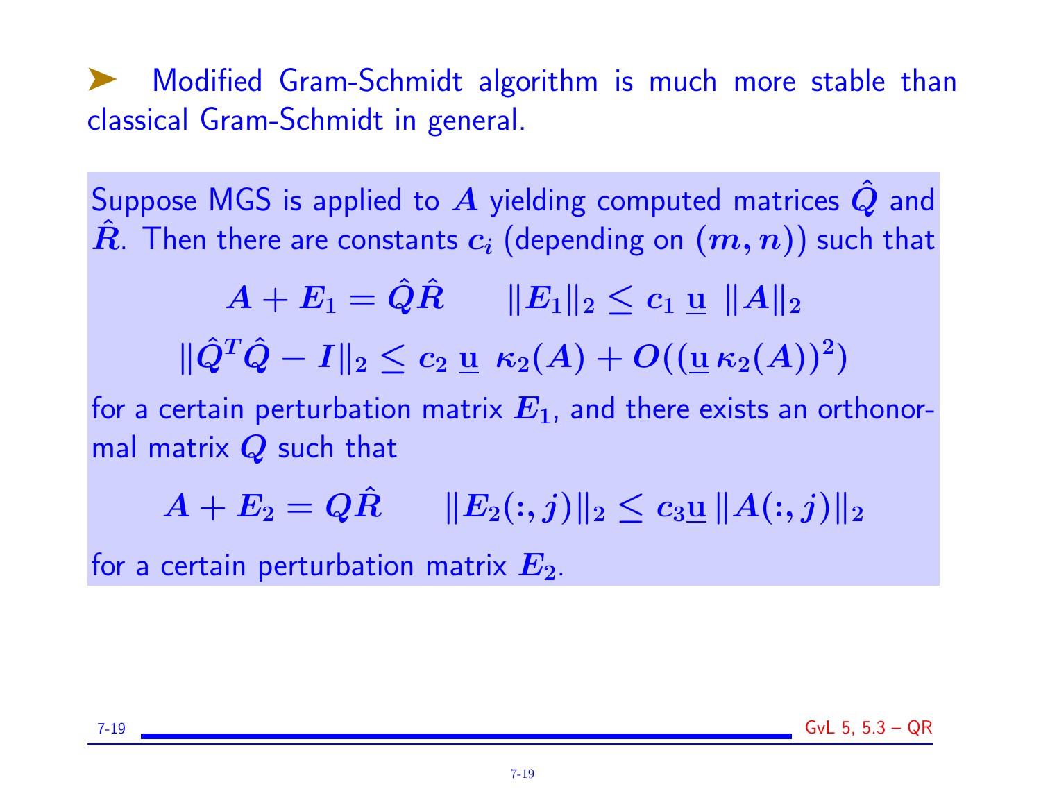➤ Modified Gram-Schmidt algorithm is much more stable than classical Gram-Schmidt in general.

Suppose MGS is applied to $A$ yielding computed matrices $\hat{Q}$ and $\hat{R}$. Then there are constants $c_i$ (depending on $(m, n)$) such that

$$A + E_1 = \hat{Q}\hat{R} \qquad \|E_1\|_2 \leq c_1 \, \underline{\mathbf{u}} \; \|A\|_2$$

$$\|\hat{Q}^T\hat{Q} - I\|_2 \leq c_2 \, \underline{\mathbf{u}} \; \kappa_2(A) + O((\underline{\mathbf{u}} \, \kappa_2(A))^2)$$

for a certain perturbation matrix $E_1$, and there exists an orthonormal matrix $Q$ such that

$$A + E_2 = Q\hat{R} \qquad \|E_2(:, j)\|_2 \leq c_3 \underline{\mathbf{u}} \, \|A(:, j)\|_2$$

for a certain perturbation matrix $E_2$.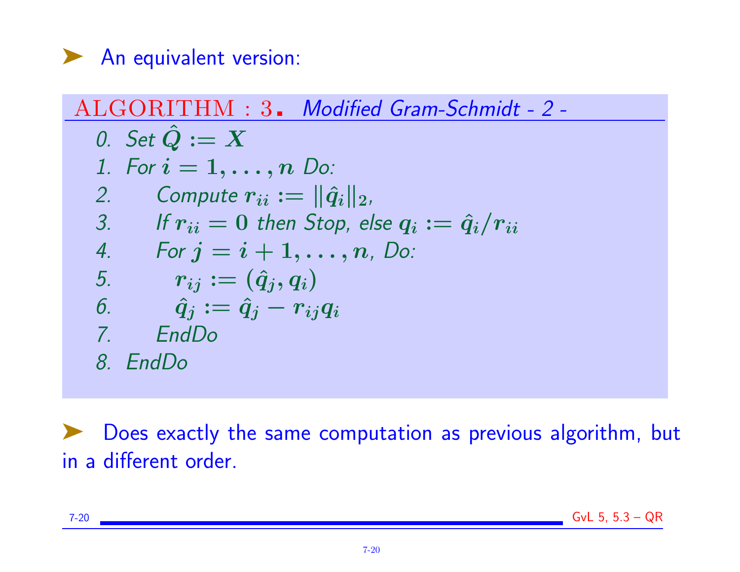➤ An equivalent version:

**ALGORITHM : 3.** *Modified Gram-Schmidt - 2 -*

0. Set $\hat{Q} := X$
1. For $i = 1, \ldots, n$ Do:
2. Compute $r_{ii} := \|\hat{q}_i\|_2$,
3. If $r_{ii} = 0$ then Stop, else $q_i := \hat{q}_i / r_{ii}$
4. For $j = i+1, \ldots, n$, Do:
5. $r_{ij} := (\hat{q}_j, q_i)$
6. $\hat{q}_j := \hat{q}_j - r_{ij} q_i$
7. EndDo
8. EndDo

➤ Does exactly the same computation as previous algorithm, but in a different order.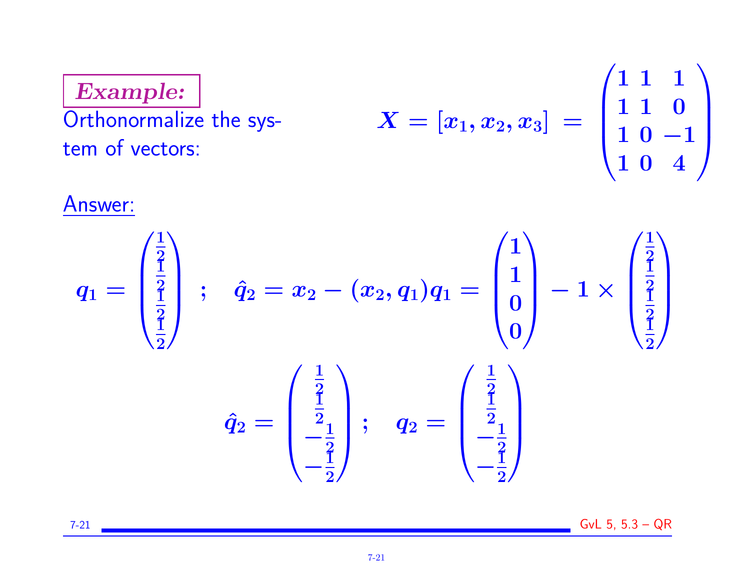**Example:**

Orthonormalize the system of vectors:

$$X = [x_1, x_2, x_3] = \begin{pmatrix} 1 & 1 & 1 \\ 1 & 1 & 0 \\ 1 & 0 & -1 \\ 1 & 0 & 4 \end{pmatrix}$$

Answer:

$$q_1 = \begin{pmatrix} \frac{1}{2} \\ \frac{1}{2} \\ \frac{1}{2} \\ \frac{1}{2} \end{pmatrix} ; \quad \hat{q}_2 = x_2 - (x_2, q_1)q_1 = \begin{pmatrix} 1 \\ 1 \\ 0 \\ 0 \end{pmatrix} - 1 \times \begin{pmatrix} \frac{1}{2} \\ \frac{1}{2} \\ \frac{1}{2} \\ \frac{1}{2} \end{pmatrix}$$

$$\hat{q}_2 = \begin{pmatrix} \frac{1}{2} \\ \frac{1}{2} \\ -\frac{1}{2} \\ -\frac{1}{2} \end{pmatrix} ; \quad q_2 = \begin{pmatrix} \frac{1}{2} \\ \frac{1}{2} \\ -\frac{1}{2} \\ -\frac{1}{2} \end{pmatrix}$$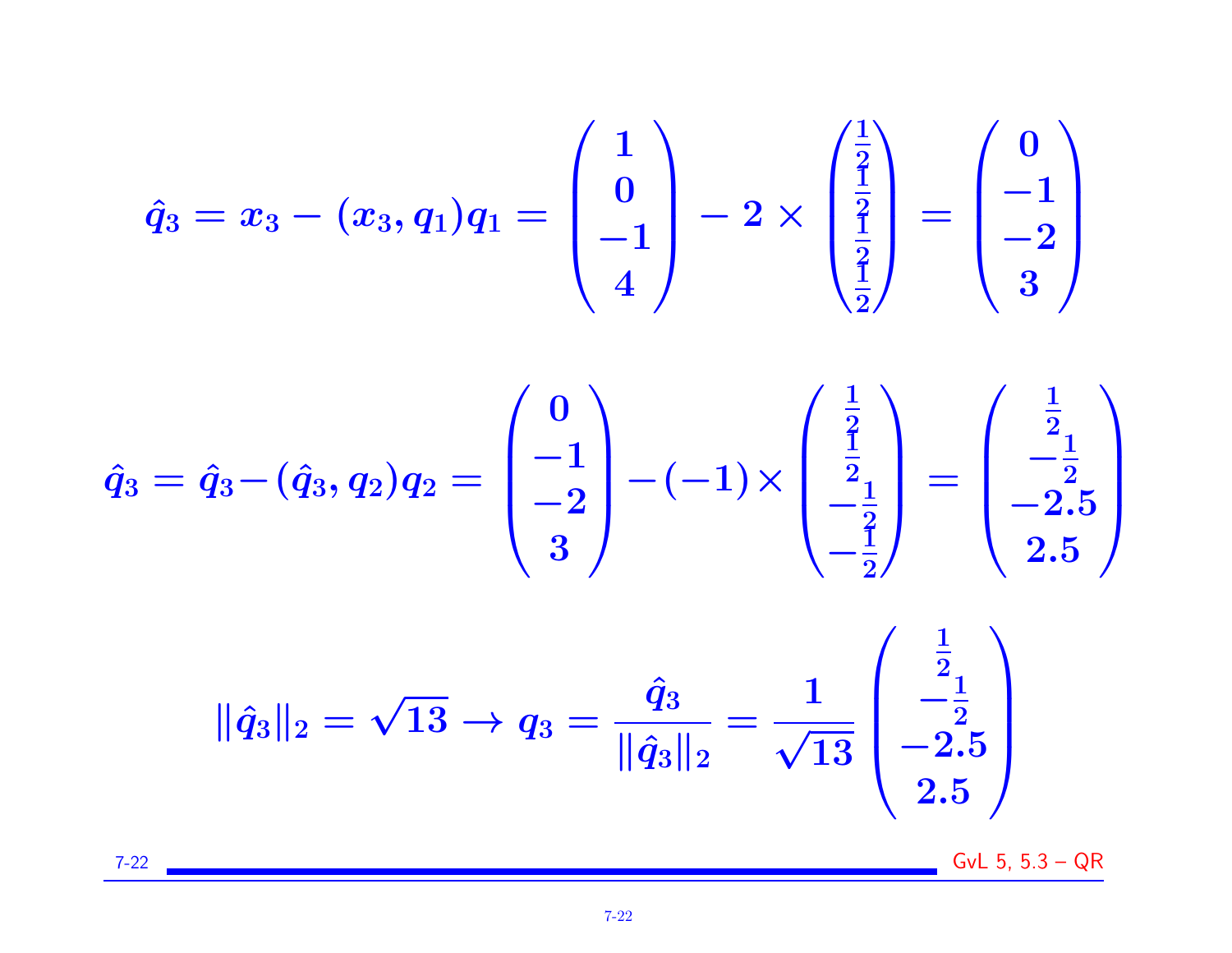$$\hat{q}_3 = x_3 - (x_3, q_1)q_1 = \begin{pmatrix} 1 \\ 0 \\ -1 \\ 4 \end{pmatrix} - 2 \times \begin{pmatrix} \frac{1}{2} \\ \frac{1}{2} \\ \frac{1}{2} \\ \frac{1}{2} \end{pmatrix} = \begin{pmatrix} 0 \\ -1 \\ -2 \\ 3 \end{pmatrix}$$

$$\hat{q}_3 = \hat{q}_3 - (\hat{q}_3, q_2)q_2 = \begin{pmatrix} 0 \\ -1 \\ -2 \\ 3 \end{pmatrix} - (-1) \times \begin{pmatrix} \frac{1}{2} \\ \frac{1}{2} \\ -\frac{1}{2} \\ -\frac{1}{2} \end{pmatrix} = \begin{pmatrix} \frac{1}{2} \\ -\frac{1}{2} \\ -2.5 \\ 2.5 \end{pmatrix}$$

$$\|\hat{q}_3\|_2 = \sqrt{13} \rightarrow q_3 = \frac{\hat{q}_3}{\|\hat{q}_3\|_2} = \frac{1}{\sqrt{13}} \begin{pmatrix} \frac{1}{2} \\ -\frac{1}{2} \\ -2.5 \\ 2.5 \end{pmatrix}$$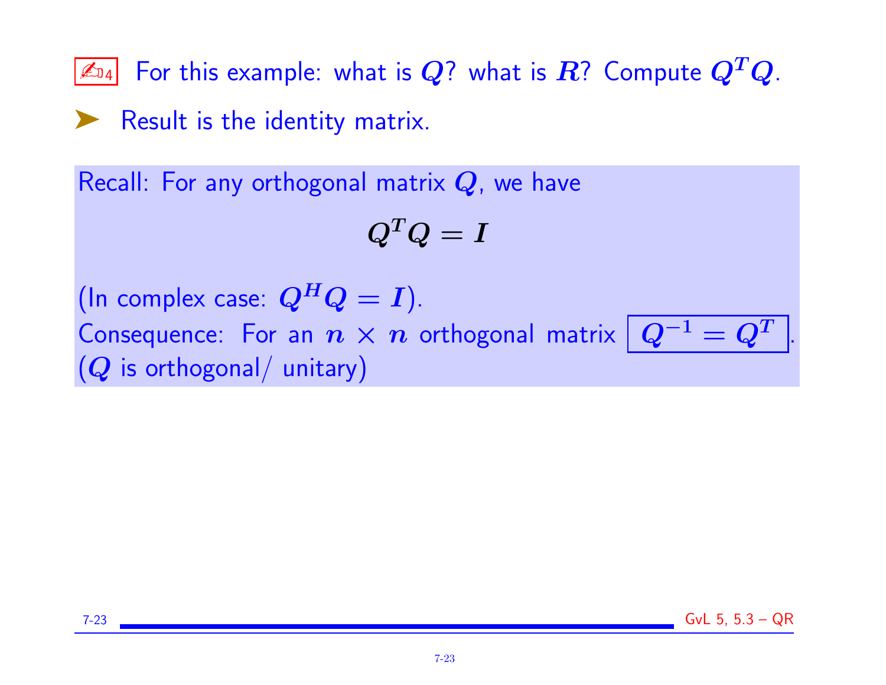✍4 For this example: what is $Q$? what is $R$? Compute $Q^TQ$.

➤ Result is the identity matrix.

Recall: For any orthogonal matrix $Q$, we have

$$Q^TQ = I$$

(In complex case: $Q^HQ = I$).
Consequence: For an $n \times n$ orthogonal matrix $\boxed{Q^{-1} = Q^T}$.
($Q$ is orthogonal/ unitary)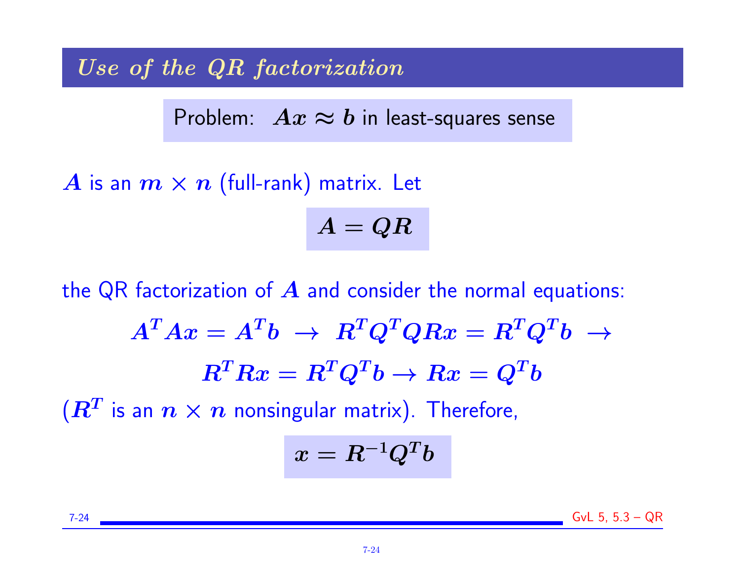## *Use of the QR factorization*

Problem: $Ax \approx b$ in least-squares sense

$A$ is an $m \times n$ (full-rank) matrix. Let

$$A = QR$$

the QR factorization of $A$ and consider the normal equations:

$$A^T A x = A^T b \;\rightarrow\; R^T Q^T Q R x = R^T Q^T b \;\rightarrow$$

$$R^T R x = R^T Q^T b \rightarrow R x = Q^T b$$

($R^T$ is an $n \times n$ nonsingular matrix). Therefore,

$$x = R^{-1} Q^T b$$

GvL 5, 5.3 – QR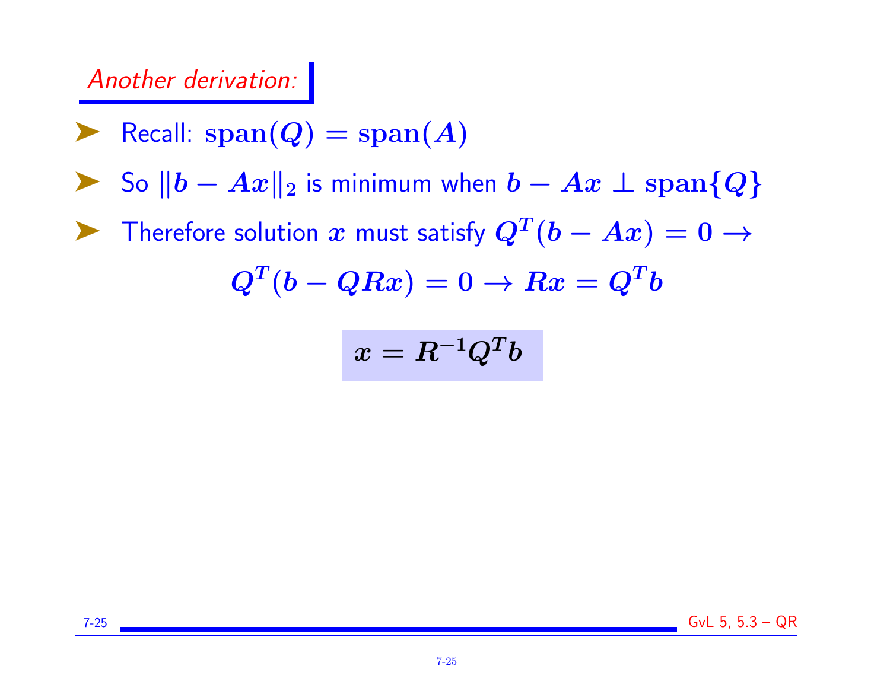## *Another derivation:*

- Recall: $\textbf{span}(Q) = \textbf{span}(A)$
- So $\|b - Ax\|_2$ is minimum when $b - Ax \perp \textbf{span}\{Q\}$
- Therefore solution $x$ must satisfy $Q^T(b - Ax) = 0 \rightarrow$

$$Q^T(b - QRx) = 0 \rightarrow Rx = Q^T b$$

$$x = R^{-1} Q^T b$$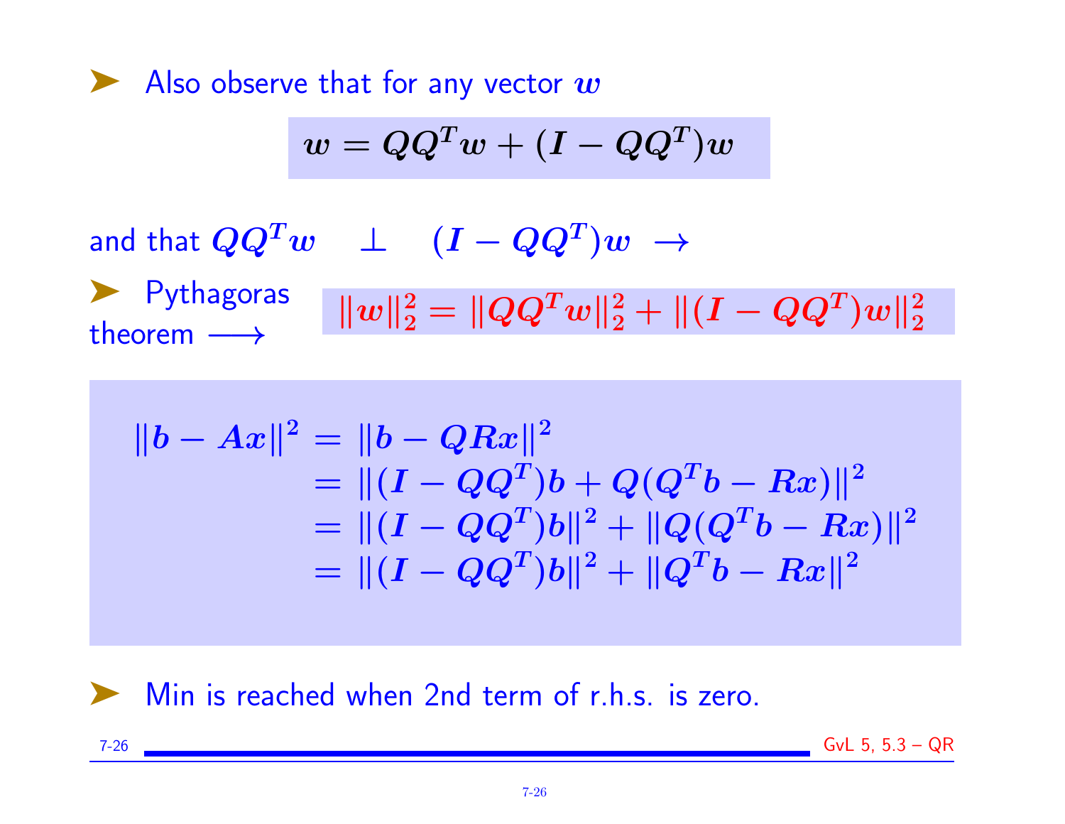- Also observe that for any vector $w$

$$w = QQ^T w + (I - QQ^T) w$$

and that $QQ^T w \quad \perp \quad (I - QQ^T) w \ \rightarrow$

- Pythagoras theorem $\longrightarrow$ $\|w\|_2^2 = \|QQ^T w\|_2^2 + \|(I - QQ^T) w\|_2^2$

$$\begin{aligned}
\|b - Ax\|^2 &= \|b - QRx\|^2 \\
&= \|(I - QQ^T) b + Q(Q^T b - Rx)\|^2 \\
&= \|(I - QQ^T) b\|^2 + \|Q(Q^T b - Rx)\|^2 \\
&= \|(I - QQ^T) b\|^2 + \|Q^T b - Rx\|^2
\end{aligned}$$

- Min is reached when 2nd term of r.h.s. is zero.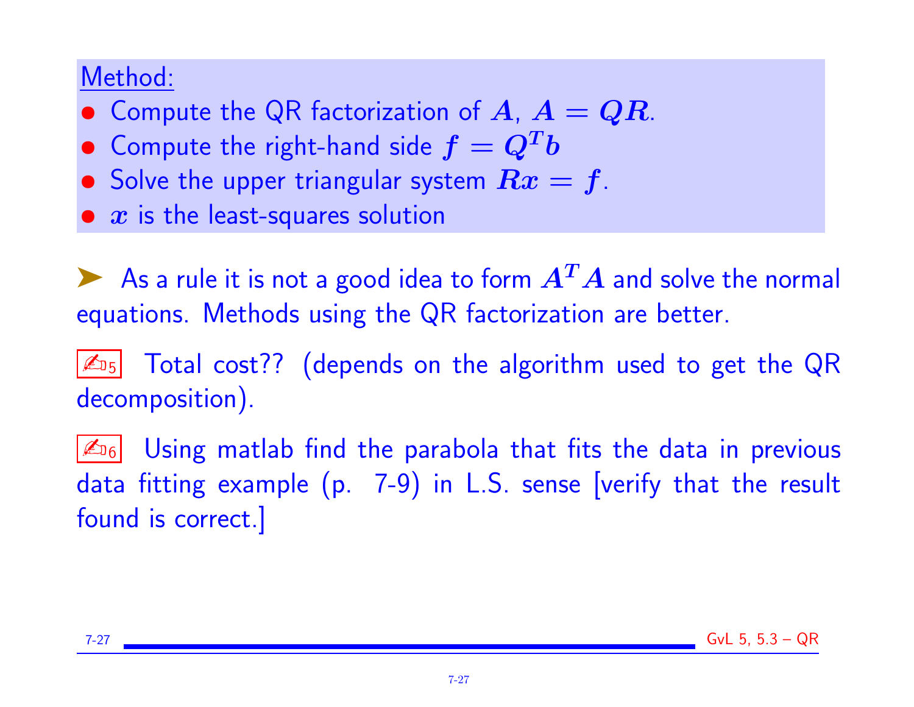Method:

- Compute the QR factorization of $A$, $A = QR$.
- Compute the right-hand side $f = Q^T b$
- Solve the upper triangular system $Rx = f$.
- $x$ is the least-squares solution

➤ As a rule it is not a good idea to form $A^T A$ and solve the normal equations. Methods using the QR factorization are better.

✍5 Total cost?? (depends on the algorithm used to get the QR decomposition).

✍6 Using matlab find the parabola that fits the data in previous data fitting example (p. 7-9) in L.S. sense [verify that the result found is correct.]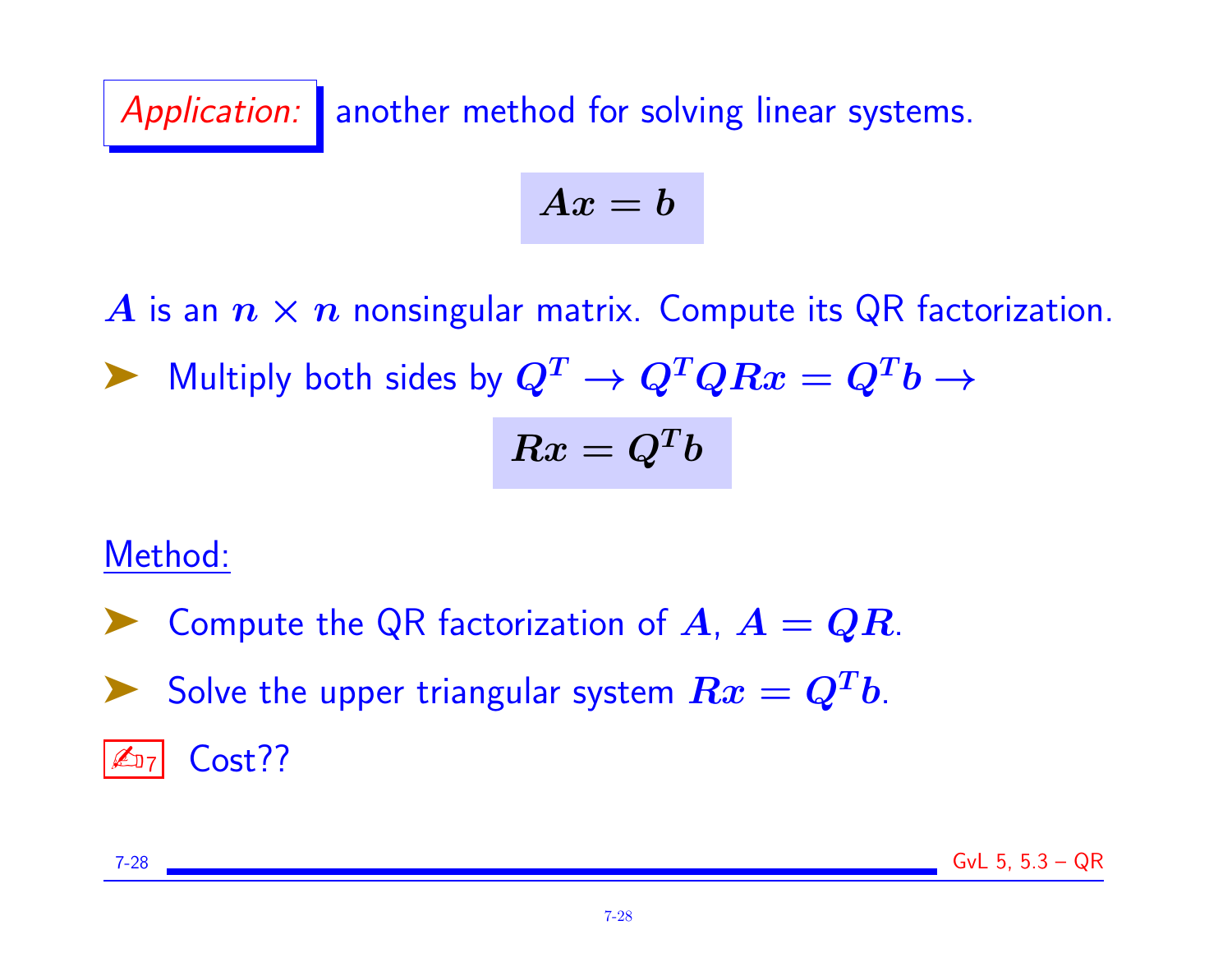*Application:* another method for solving linear systems.

$$Ax = b$$

$A$ is an $n \times n$ nonsingular matrix. Compute its QR factorization.

➤ Multiply both sides by $Q^T \rightarrow Q^T Q R x = Q^T b \rightarrow$

$$Rx = Q^T b$$

<u>Method:</u>

➤ Compute the QR factorization of $A$, $A = QR$.

➤ Solve the upper triangular system $Rx = Q^T b$.

✍7 Cost??